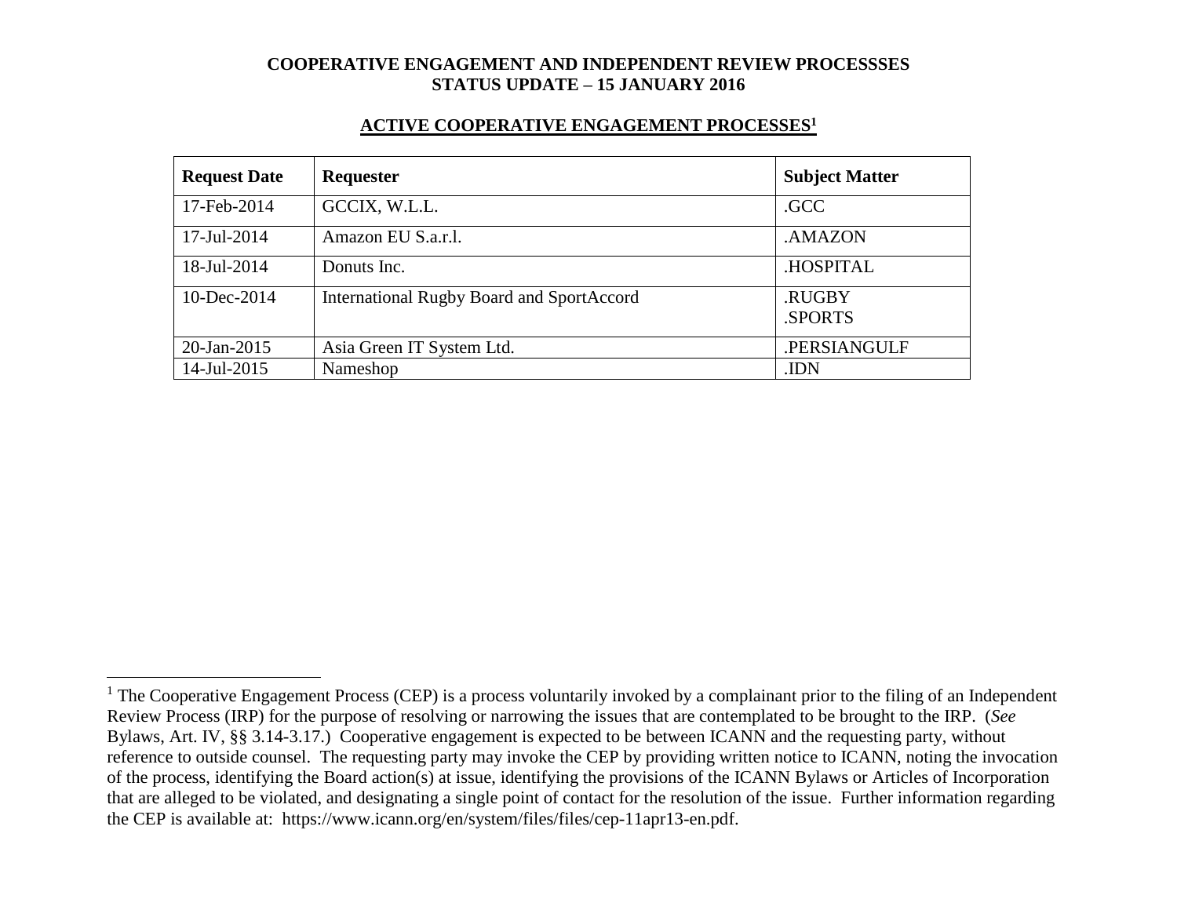**COOPERATIVE ENGAGEMENT AND INDEPENDENT REVIEW PROCESSSES**
**STATUS UPDATE – 15 JANUARY 2016**

## ACTIVE COOPERATIVE ENGAGEMENT PROCESSES[1]

| Request Date | Requester | Subject Matter |
|---|---|---|
| 17-Feb-2014 | GCCIX, W.L.L. | .GCC |
| 17-Jul-2014 | Amazon EU S.a.r.l. | .AMAZON |
| 18-Jul-2014 | Donuts Inc. | .HOSPITAL |
| 10-Dec-2014 | International Rugby Board and SportAccord | .RUGBY<br>.SPORTS |
| 20-Jan-2015 | Asia Green IT System Ltd. | .PERSIANGULF |
| 14-Jul-2015 | Nameshop | .IDN |

[1] The Cooperative Engagement Process (CEP) is a process voluntarily invoked by a complainant prior to the filing of an Independent Review Process (IRP) for the purpose of resolving or narrowing the issues that are contemplated to be brought to the IRP. (*See* Bylaws, Art. IV, §§ 3.14-3.17.) Cooperative engagement is expected to be between ICANN and the requesting party, without reference to outside counsel. The requesting party may invoke the CEP by providing written notice to ICANN, noting the invocation of the process, identifying the Board action(s) at issue, identifying the provisions of the ICANN Bylaws or Articles of Incorporation that are alleged to be violated, and designating a single point of contact for the resolution of the issue. Further information regarding the CEP is available at: https://www.icann.org/en/system/files/files/cep-11apr13-en.pdf.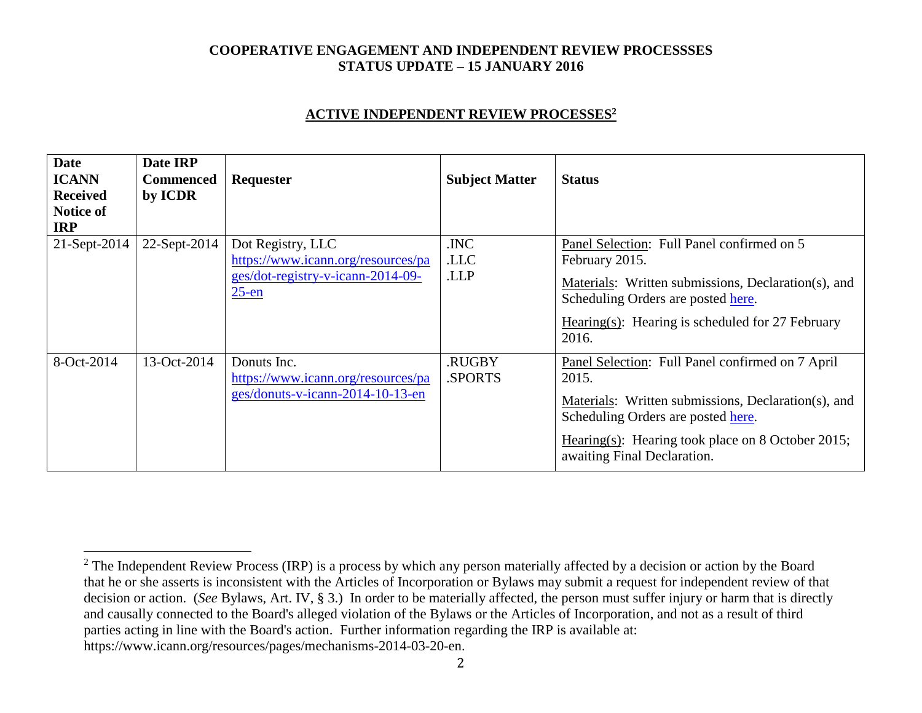**COOPERATIVE ENGAGEMENT AND INDEPENDENT REVIEW PROCESSSES**
**STATUS UPDATE – 15 JANUARY 2016**

## ACTIVE INDEPENDENT REVIEW PROCESSES[2]

| Date ICANN Received Notice of IRP | Date IRP Commenced by ICDR | Requester | Subject Matter | Status |
|---|---|---|---|---|
| 21-Sept-2014 | 22-Sept-2014 | Dot Registry, LLC https://www.icann.org/resources/pages/dot-registry-v-icann-2014-09-25-en | .INC .LLC .LLP | Panel Selection: Full Panel confirmed on 5 February 2015. Materials: Written submissions, Declaration(s), and Scheduling Orders are posted here. Hearing(s): Hearing is scheduled for 27 February 2016. |
| 8-Oct-2014 | 13-Oct-2014 | Donuts Inc. https://www.icann.org/resources/pages/donuts-v-icann-2014-10-13-en | .RUGBY .SPORTS | Panel Selection: Full Panel confirmed on 7 April 2015. Materials: Written submissions, Declaration(s), and Scheduling Orders are posted here. Hearing(s): Hearing took place on 8 October 2015; awaiting Final Declaration. |

[2] The Independent Review Process (IRP) is a process by which any person materially affected by a decision or action by the Board that he or she asserts is inconsistent with the Articles of Incorporation or Bylaws may submit a request for independent review of that decision or action. (*See* Bylaws, Art. IV, § 3.) In order to be materially affected, the person must suffer injury or harm that is directly and causally connected to the Board's alleged violation of the Bylaws or the Articles of Incorporation, and not as a result of third parties acting in line with the Board's action. Further information regarding the IRP is available at: https://www.icann.org/resources/pages/mechanisms-2014-03-20-en.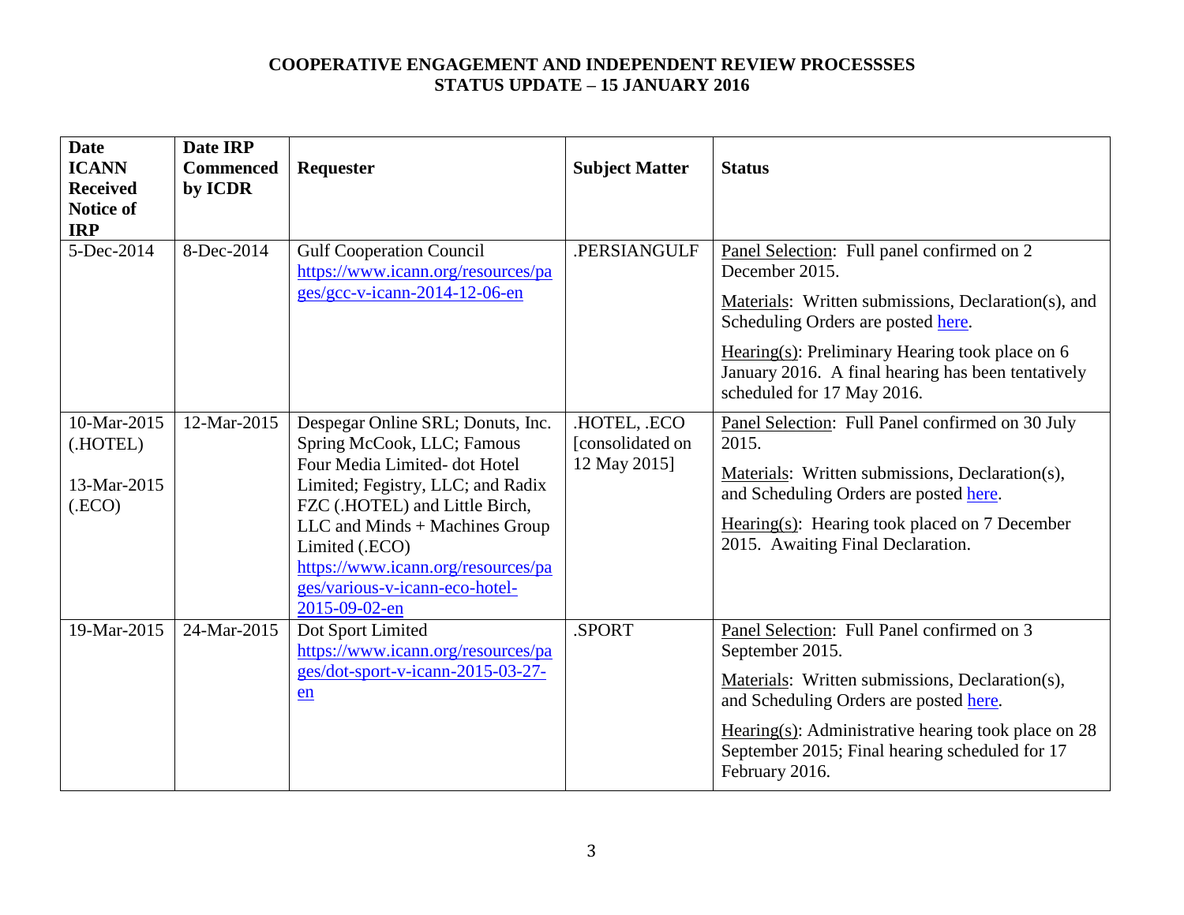**COOPERATIVE ENGAGEMENT AND INDEPENDENT REVIEW PROCESSSES**
**STATUS UPDATE – 15 JANUARY 2016**

| Date ICANN Received Notice of IRP | Date IRP Commenced by ICDR | Requester | Subject Matter | Status |
|---|---|---|---|---|
| 5-Dec-2014 | 8-Dec-2014 | Gulf Cooperation Council https://www.icann.org/resources/pages/gcc-v-icann-2014-12-06-en | .PERSIANGULF | Panel Selection: Full panel confirmed on 2 December 2015.<br>Materials: Written submissions, Declaration(s), and Scheduling Orders are posted here.<br>Hearing(s): Preliminary Hearing took place on 6 January 2016. A final hearing has been tentatively scheduled for 17 May 2016. |
| 10-Mar-2015 (.HOTEL)<br>13-Mar-2015 (.ECO) | 12-Mar-2015 | Despegar Online SRL; Donuts, Inc. Spring McCook, LLC; Famous Four Media Limited- dot Hotel Limited; Fegistry, LLC; and Radix FZC (.HOTEL) and Little Birch, LLC and Minds + Machines Group Limited (.ECO) https://www.icann.org/resources/pages/various-v-icann-eco-hotel-2015-09-02-en | .HOTEL, .ECO [consolidated on 12 May 2015] | Panel Selection: Full Panel confirmed on 30 July 2015.<br>Materials: Written submissions, Declaration(s), and Scheduling Orders are posted here.<br>Hearing(s): Hearing took placed on 7 December 2015. Awaiting Final Declaration. |
| 19-Mar-2015 | 24-Mar-2015 | Dot Sport Limited https://www.icann.org/resources/pages/dot-sport-v-icann-2015-03-27-en | .SPORT | Panel Selection: Full Panel confirmed on 3 September 2015.<br>Materials: Written submissions, Declaration(s), and Scheduling Orders are posted here.<br>Hearing(s): Administrative hearing took place on 28 September 2015; Final hearing scheduled for 17 February 2016. |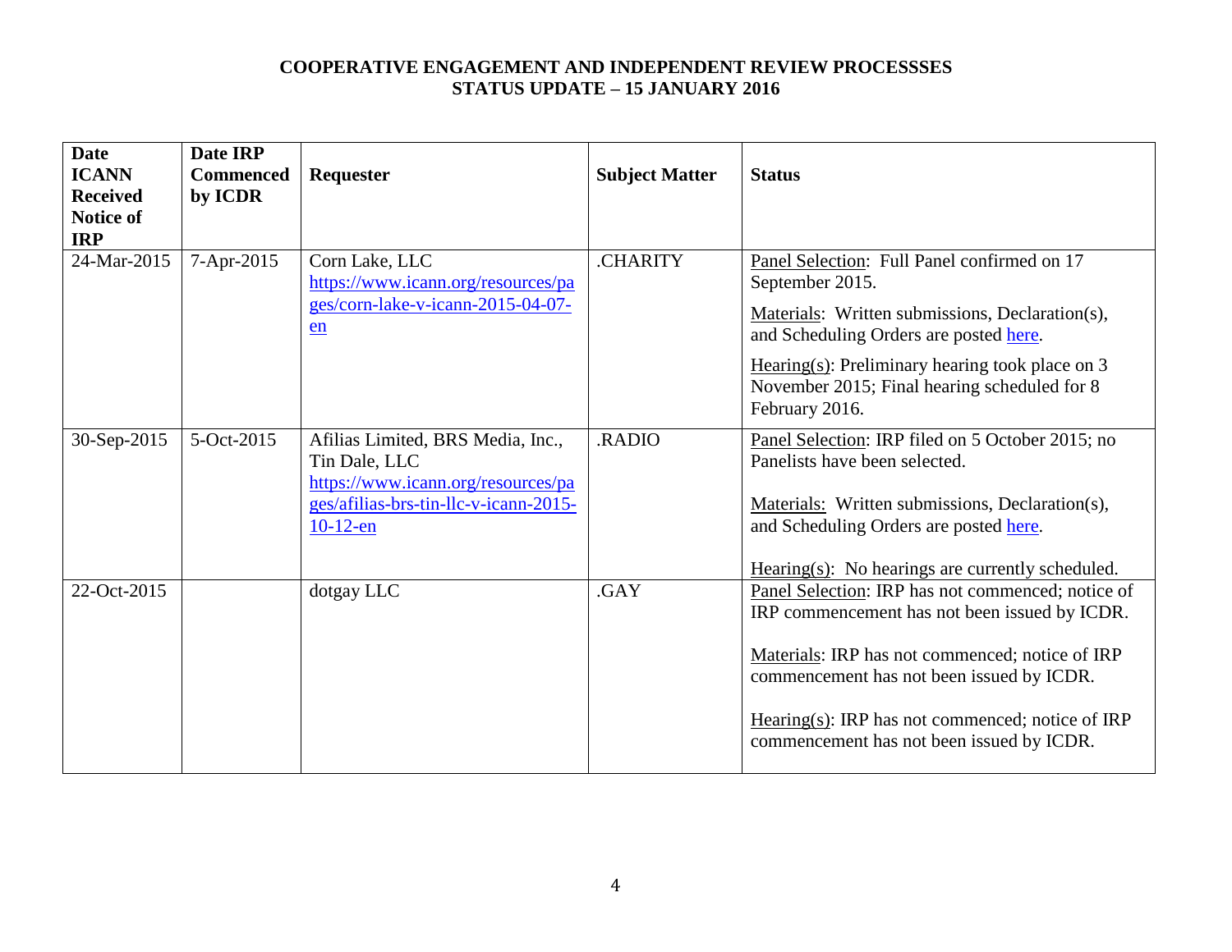**COOPERATIVE ENGAGEMENT AND INDEPENDENT REVIEW PROCESSSES**
**STATUS UPDATE – 15 JANUARY 2016**

| Date ICANN Received Notice of IRP | Date IRP Commenced by ICDR | Requester | Subject Matter | Status |
|---|---|---|---|---|
| 24-Mar-2015 | 7-Apr-2015 | Corn Lake, LLC [https://www.icann.org/resources/pages/corn-lake-v-icann-2015-04-07-en](https://www.icann.org/resources/pages/corn-lake-v-icann-2015-04-07-en) | .CHARITY | Panel Selection: Full Panel confirmed on 17 September 2015.<br><br>Materials: Written submissions, Declaration(s), and Scheduling Orders are posted here.<br><br>Hearing(s): Preliminary hearing took place on 3 November 2015; Final hearing scheduled for 8 February 2016. |
| 30-Sep-2015 | 5-Oct-2015 | Afilias Limited, BRS Media, Inc., Tin Dale, LLC [https://www.icann.org/resources/pages/afilias-brs-tin-llc-v-icann-2015-10-12-en](https://www.icann.org/resources/pages/afilias-brs-tin-llc-v-icann-2015-10-12-en) | .RADIO | Panel Selection: IRP filed on 5 October 2015; no Panelists have been selected.<br><br>Materials: Written submissions, Declaration(s), and Scheduling Orders are posted here.<br><br>Hearing(s): No hearings are currently scheduled. |
| 22-Oct-2015 | | dotgay LLC | .GAY | Panel Selection: IRP has not commenced; notice of IRP commencement has not been issued by ICDR.<br><br>Materials: IRP has not commenced; notice of IRP commencement has not been issued by ICDR.<br><br>Hearing(s): IRP has not commenced; notice of IRP commencement has not been issued by ICDR. |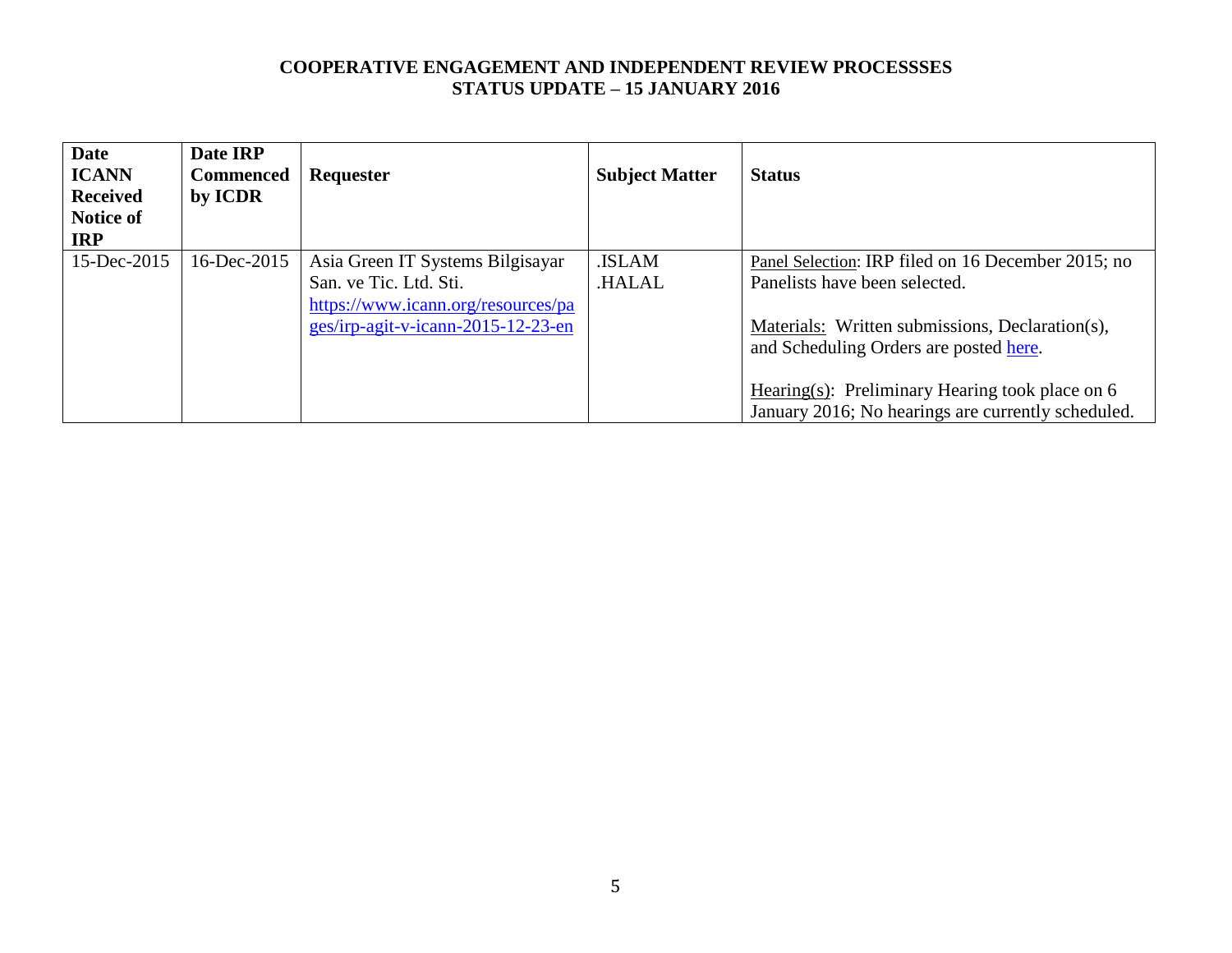**COOPERATIVE ENGAGEMENT AND INDEPENDENT REVIEW PROCESSSES**
**STATUS UPDATE – 15 JANUARY 2016**

| Date ICANN Received Notice of IRP | Date IRP Commenced by ICDR | Requester | Subject Matter | Status |
|---|---|---|---|---|
| 15-Dec-2015 | 16-Dec-2015 | Asia Green IT Systems Bilgisayar San. ve Tic. Ltd. Sti. [https://www.icann.org/resources/pages/irp-agit-v-icann-2015-12-23-en](https://www.icann.org/resources/pages/irp-agit-v-icann-2015-12-23-en) | .ISLAM .HALAL | Panel Selection: IRP filed on 16 December 2015; no Panelists have been selected.<br><br>Materials: Written submissions, Declaration(s), and Scheduling Orders are posted here.<br><br>Hearing(s): Preliminary Hearing took place on 6 January 2016; No hearings are currently scheduled. |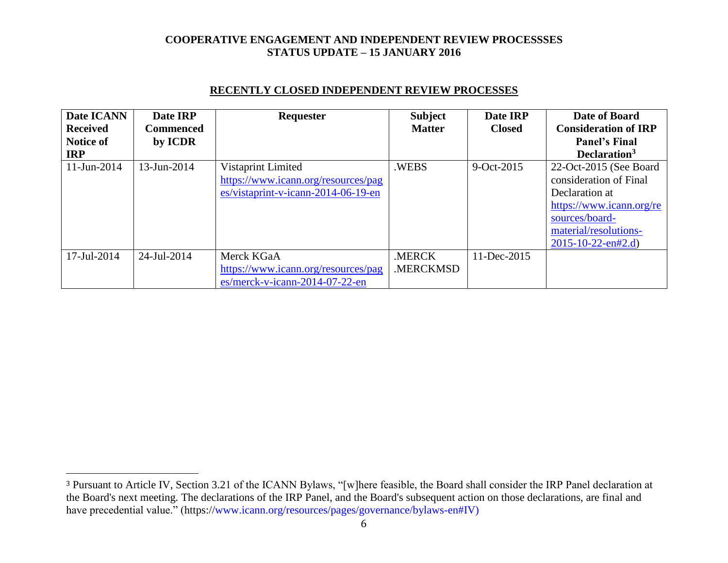# COOPERATIVE ENGAGEMENT AND INDEPENDENT REVIEW PROCESSSES
# STATUS UPDATE – 15 JANUARY 2016

## RECENTLY CLOSED INDEPENDENT REVIEW PROCESSES

| Date ICANN Received Notice of IRP | Date IRP Commenced by ICDR | Requester | Subject Matter | Date IRP Closed | Date of Board Consideration of IRP Panel's Final Declaration[3] |
|---|---|---|---|---|---|
| 11-Jun-2014 | 13-Jun-2014 | Vistaprint Limited https://www.icann.org/resources/pages/vistaprint-v-icann-2014-06-19-en | .WEBS | 9-Oct-2015 | 22-Oct-2015 (See Board consideration of Final Declaration at https://www.icann.org/resources/board-material/resolutions-2015-10-22-en#2.d) |
| 17-Jul-2014 | 24-Jul-2014 | Merck KGaA https://www.icann.org/resources/pages/merck-v-icann-2014-07-22-en | .MERCK .MERCKMSD | 11-Dec-2015 | |

[3] Pursuant to Article IV, Section 3.21 of the ICANN Bylaws, "[w]here feasible, the Board shall consider the IRP Panel declaration at the Board's next meeting. The declarations of the IRP Panel, and the Board's subsequent action on those declarations, are final and have precedential value." (https://www.icann.org/resources/pages/governance/bylaws-en#IV)